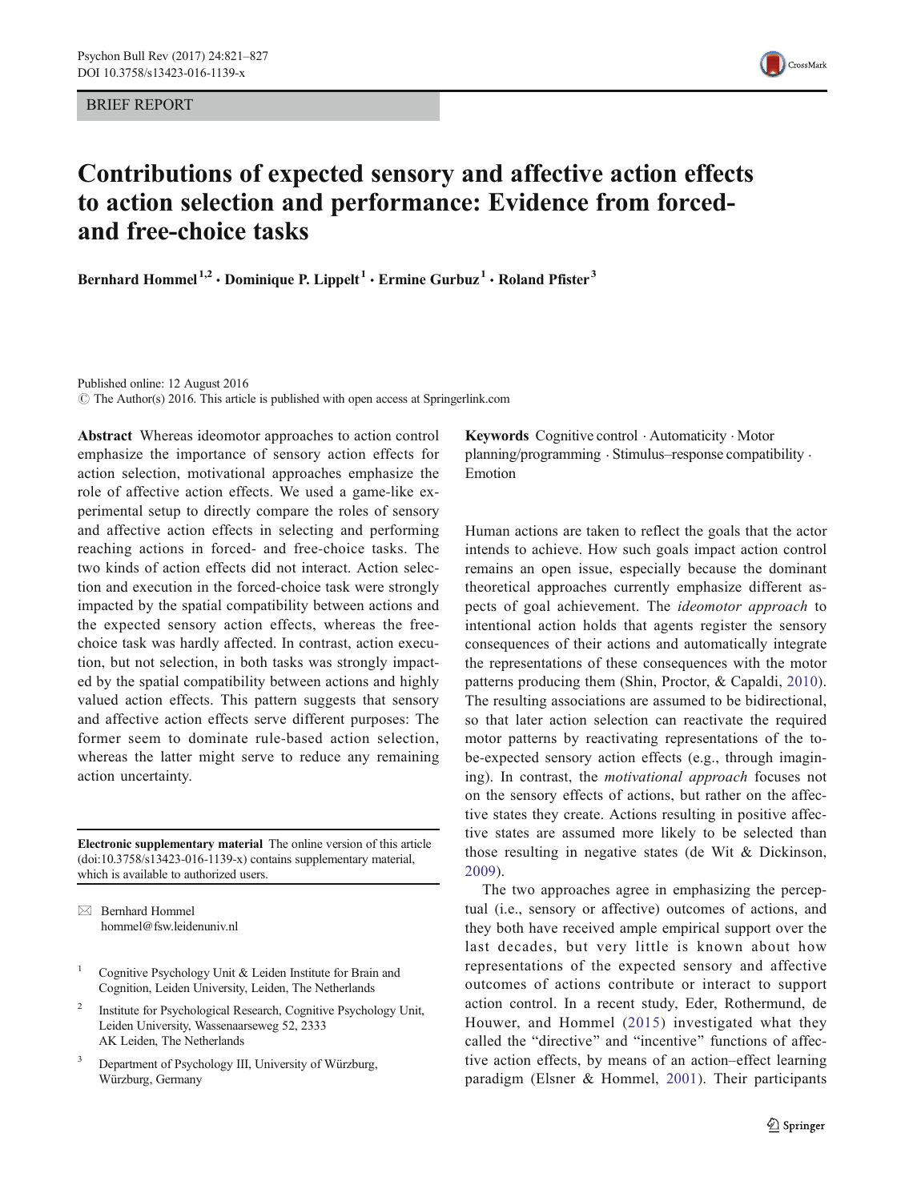BRIEF REPORT

# Contributions of expected sensory and affective action effects to action selection and performance: Evidence from forced- and free-choice tasks

**Bernhard Hommel[1,2] · Dominique P. Lippelt[1] · Ermine Gurbuz[1] · Roland Pfister[3]**

Published online: 12 August 2016
© The Author(s) 2016. This article is published with open access at Springerlink.com

**Abstract** Whereas ideomotor approaches to action control emphasize the importance of sensory action effects for action selection, motivational approaches emphasize the role of affective action effects. We used a game-like experimental setup to directly compare the roles of sensory and affective action effects in selecting and performing reaching actions in forced- and free-choice tasks. The two kinds of action effects did not interact. Action selection and execution in the forced-choice task were strongly impacted by the spatial compatibility between actions and the expected sensory action effects, whereas the free-choice task was hardly affected. In contrast, action execution, but not selection, in both tasks was strongly impacted by the spatial compatibility between actions and highly valued action effects. This pattern suggests that sensory and affective action effects serve different purposes: The former seem to dominate rule-based action selection, whereas the latter might serve to reduce any remaining action uncertainty.

**Keywords** Cognitive control · Automaticity · Motor planning/programming · Stimulus–response compatibility · Emotion

**Electronic supplementary material** The online version of this article (doi:10.3758/s13423-016-1139-x) contains supplementary material, which is available to authorized users.

✉ Bernhard Hommel
hommel@fsw.leidenuniv.nl

[1] Cognitive Psychology Unit & Leiden Institute for Brain and Cognition, Leiden University, Leiden, The Netherlands

[2] Institute for Psychological Research, Cognitive Psychology Unit, Leiden University, Wassenaarseweg 52, 2333 AK Leiden, The Netherlands

[3] Department of Psychology III, University of Würzburg, Würzburg, Germany

Human actions are taken to reflect the goals that the actor intends to achieve. How such goals impact action control remains an open issue, especially because the dominant theoretical approaches currently emphasize different aspects of goal achievement. The *ideomotor approach* to intentional action holds that agents register the sensory consequences of their actions and automatically integrate the representations of these consequences with the motor patterns producing them (Shin, Proctor, & Capaldi, 2010). The resulting associations are assumed to be bidirectional, so that later action selection can reactivate the required motor patterns by reactivating representations of the to-be-expected sensory action effects (e.g., through imagining). In contrast, the *motivational approach* focuses not on the sensory effects of actions, but rather on the affective states they create. Actions resulting in positive affective states are assumed more likely to be selected than those resulting in negative states (de Wit & Dickinson, 2009).

The two approaches agree in emphasizing the perceptual (i.e., sensory or affective) outcomes of actions, and they both have received ample empirical support over the last decades, but very little is known about how representations of the expected sensory and affective outcomes of actions contribute or interact to support action control. In a recent study, Eder, Rothermund, de Houwer, and Hommel (2015) investigated what they called the "directive" and "incentive" functions of affective action effects, by means of an action–effect learning paradigm (Elsner & Hommel, 2001). Their participants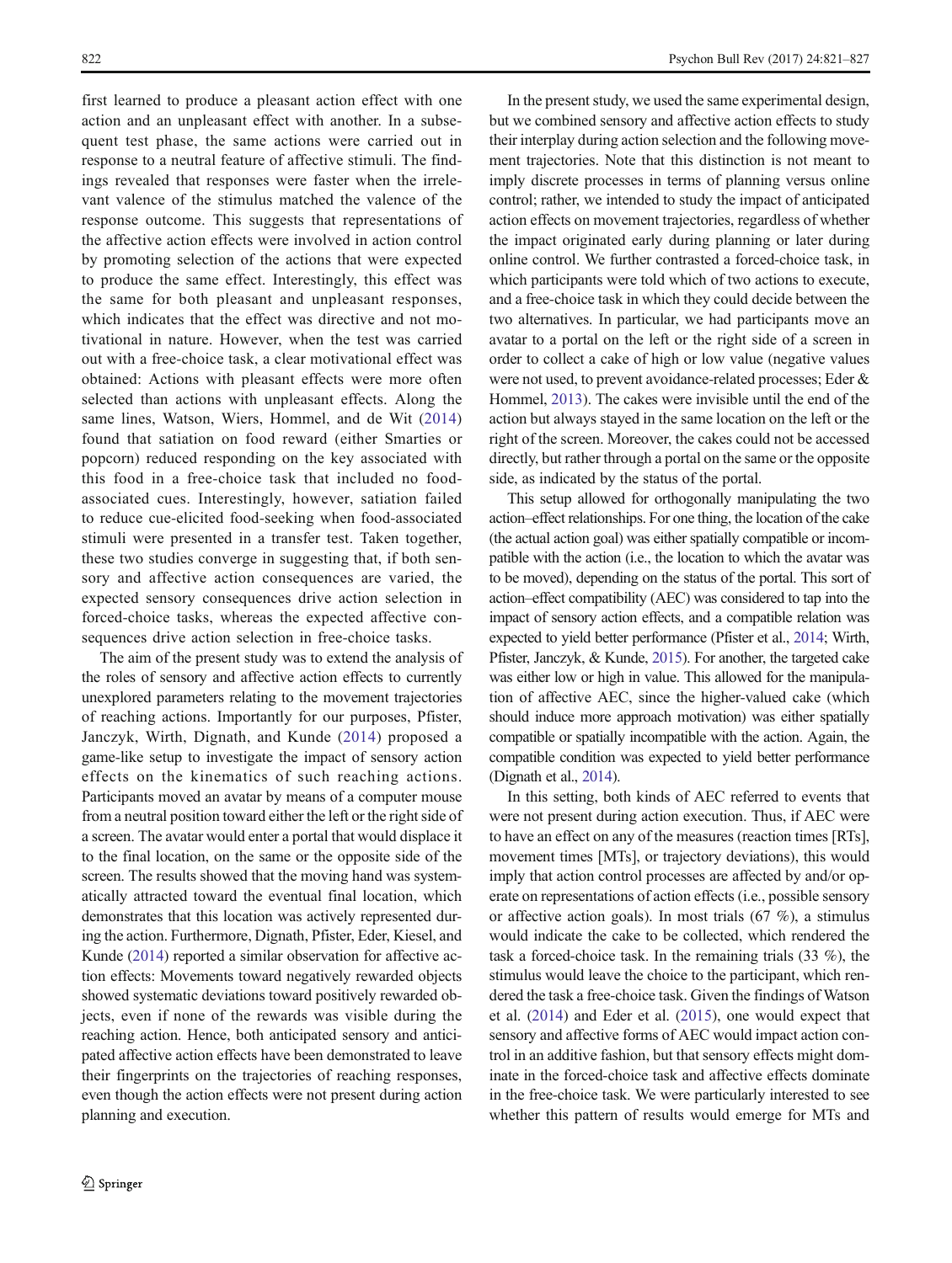first learned to produce a pleasant action effect with one action and an unpleasant effect with another. In a subsequent test phase, the same actions were carried out in response to a neutral feature of affective stimuli. The findings revealed that responses were faster when the irrelevant valence of the stimulus matched the valence of the response outcome. This suggests that representations of the affective action effects were involved in action control by promoting selection of the actions that were expected to produce the same effect. Interestingly, this effect was the same for both pleasant and unpleasant responses, which indicates that the effect was directive and not motivational in nature. However, when the test was carried out with a free-choice task, a clear motivational effect was obtained: Actions with pleasant effects were more often selected than actions with unpleasant effects. Along the same lines, Watson, Wiers, Hommel, and de Wit (2014) found that satiation on food reward (either Smarties or popcorn) reduced responding on the key associated with this food in a free-choice task that included no food-associated cues. Interestingly, however, satiation failed to reduce cue-elicited food-seeking when food-associated stimuli were presented in a transfer test. Taken together, these two studies converge in suggesting that, if both sensory and affective action consequences are varied, the expected sensory consequences drive action selection in forced-choice tasks, whereas the expected affective consequences drive action selection in free-choice tasks.

The aim of the present study was to extend the analysis of the roles of sensory and affective action effects to currently unexplored parameters relating to the movement trajectories of reaching actions. Importantly for our purposes, Pfister, Janczyk, Wirth, Dignath, and Kunde (2014) proposed a game-like setup to investigate the impact of sensory action effects on the kinematics of such reaching actions. Participants moved an avatar by means of a computer mouse from a neutral position toward either the left or the right side of a screen. The avatar would enter a portal that would displace it to the final location, on the same or the opposite side of the screen. The results showed that the moving hand was systematically attracted toward the eventual final location, which demonstrates that this location was actively represented during the action. Furthermore, Dignath, Pfister, Eder, Kiesel, and Kunde (2014) reported a similar observation for affective action effects: Movements toward negatively rewarded objects showed systematic deviations toward positively rewarded objects, even if none of the rewards was visible during the reaching action. Hence, both anticipated sensory and anticipated affective action effects have been demonstrated to leave their fingerprints on the trajectories of reaching responses, even though the action effects were not present during action planning and execution.

In the present study, we used the same experimental design, but we combined sensory and affective action effects to study their interplay during action selection and the following movement trajectories. Note that this distinction is not meant to imply discrete processes in terms of planning versus online control; rather, we intended to study the impact of anticipated action effects on movement trajectories, regardless of whether the impact originated early during planning or later during online control. We further contrasted a forced-choice task, in which participants were told which of two actions to execute, and a free-choice task in which they could decide between the two alternatives. In particular, we had participants move an avatar to a portal on the left or the right side of a screen in order to collect a cake of high or low value (negative values were not used, to prevent avoidance-related processes; Eder & Hommel, 2013). The cakes were invisible until the end of the action but always stayed in the same location on the left or the right of the screen. Moreover, the cakes could not be accessed directly, but rather through a portal on the same or the opposite side, as indicated by the status of the portal.

This setup allowed for orthogonally manipulating the two action–effect relationships. For one thing, the location of the cake (the actual action goal) was either spatially compatible or incompatible with the action (i.e., the location to which the avatar was to be moved), depending on the status of the portal. This sort of action–effect compatibility (AEC) was considered to tap into the impact of sensory action effects, and a compatible relation was expected to yield better performance (Pfister et al., 2014; Wirth, Pfister, Janczyk, & Kunde, 2015). For another, the targeted cake was either low or high in value. This allowed for the manipulation of affective AEC, since the higher-valued cake (which should induce more approach motivation) was either spatially compatible or spatially incompatible with the action. Again, the compatible condition was expected to yield better performance (Dignath et al., 2014).

In this setting, both kinds of AEC referred to events that were not present during action execution. Thus, if AEC were to have an effect on any of the measures (reaction times [RTs], movement times [MTs], or trajectory deviations), this would imply that action control processes are affected by and/or operate on representations of action effects (i.e., possible sensory or affective action goals). In most trials (67 %), a stimulus would indicate the cake to be collected, which rendered the task a forced-choice task. In the remaining trials (33 %), the stimulus would leave the choice to the participant, which rendered the task a free-choice task. Given the findings of Watson et al. (2014) and Eder et al. (2015), one would expect that sensory and affective forms of AEC would impact action control in an additive fashion, but that sensory effects might dominate in the forced-choice task and affective effects dominate in the free-choice task. We were particularly interested to see whether this pattern of results would emerge for MTs and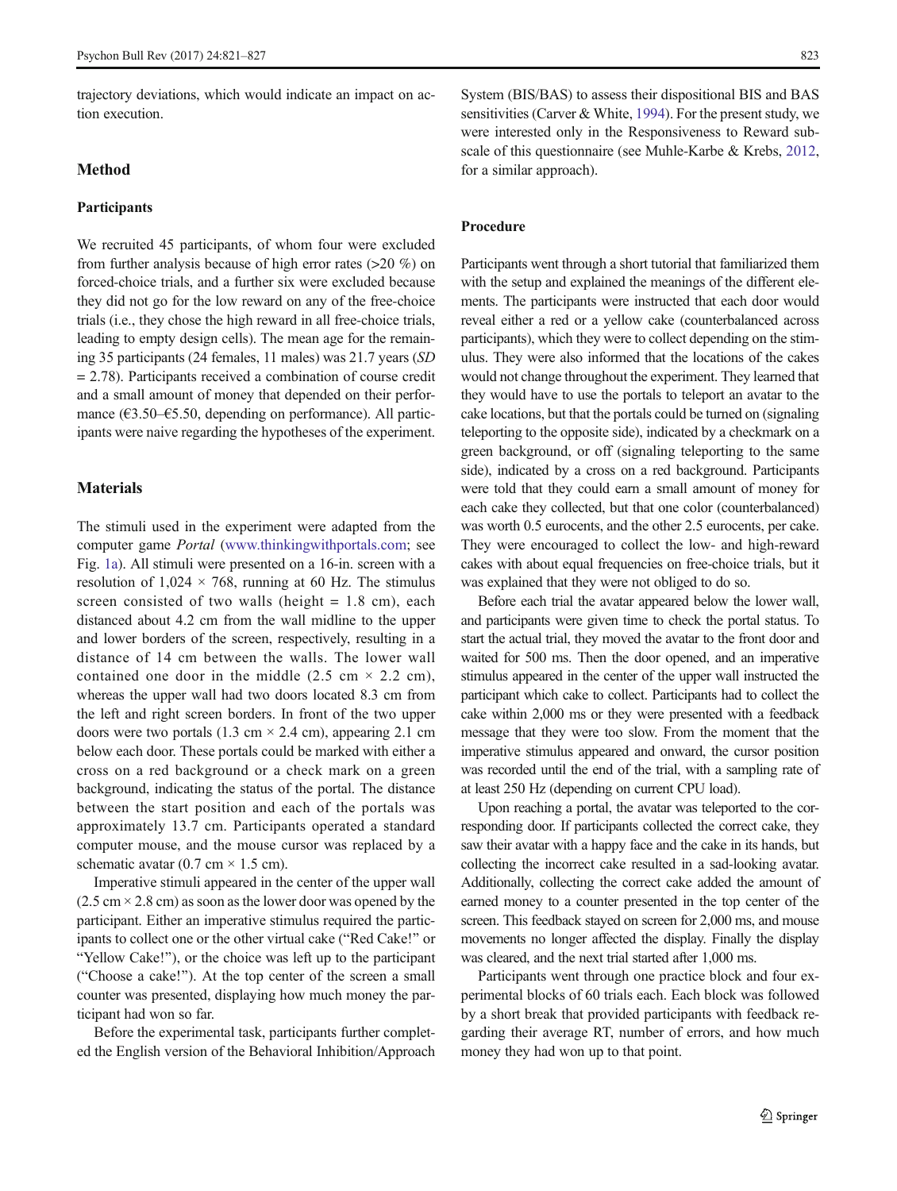trajectory deviations, which would indicate an impact on action execution.

## Method

### Participants

We recruited 45 participants, of whom four were excluded from further analysis because of high error rates (>20 %) on forced-choice trials, and a further six were excluded because they did not go for the low reward on any of the free-choice trials (i.e., they chose the high reward in all free-choice trials, leading to empty design cells). The mean age for the remaining 35 participants (24 females, 11 males) was 21.7 years (*SD* = 2.78). Participants received a combination of course credit and a small amount of money that depended on their performance (€3.50–€5.50, depending on performance). All participants were naive regarding the hypotheses of the experiment.

## Materials

The stimuli used in the experiment were adapted from the computer game *Portal* (www.thinkingwithportals.com; see Fig. 1a). All stimuli were presented on a 16-in. screen with a resolution of 1,024 × 768, running at 60 Hz. The stimulus screen consisted of two walls (height = 1.8 cm), each distanced about 4.2 cm from the wall midline to the upper and lower borders of the screen, respectively, resulting in a distance of 14 cm between the walls. The lower wall contained one door in the middle (2.5 cm × 2.2 cm), whereas the upper wall had two doors located 8.3 cm from the left and right screen borders. In front of the two upper doors were two portals (1.3 cm × 2.4 cm), appearing 2.1 cm below each door. These portals could be marked with either a cross on a red background or a check mark on a green background, indicating the status of the portal. The distance between the start position and each of the portals was approximately 13.7 cm. Participants operated a standard computer mouse, and the mouse cursor was replaced by a schematic avatar (0.7 cm × 1.5 cm).

Imperative stimuli appeared in the center of the upper wall (2.5 cm × 2.8 cm) as soon as the lower door was opened by the participant. Either an imperative stimulus required the participants to collect one or the other virtual cake ("Red Cake!" or "Yellow Cake!"), or the choice was left up to the participant ("Choose a cake!"). At the top center of the screen a small counter was presented, displaying how much money the participant had won so far.

Before the experimental task, participants further completed the English version of the Behavioral Inhibition/Approach System (BIS/BAS) to assess their dispositional BIS and BAS sensitivities (Carver & White, 1994). For the present study, we were interested only in the Responsiveness to Reward subscale of this questionnaire (see Muhle-Karbe & Krebs, 2012, for a similar approach).

### Procedure

Participants went through a short tutorial that familiarized them with the setup and explained the meanings of the different elements. The participants were instructed that each door would reveal either a red or a yellow cake (counterbalanced across participants), which they were to collect depending on the stimulus. They were also informed that the locations of the cakes would not change throughout the experiment. They learned that they would have to use the portals to teleport an avatar to the cake locations, but that the portals could be turned on (signaling teleporting to the opposite side), indicated by a checkmark on a green background, or off (signaling teleporting to the same side), indicated by a cross on a red background. Participants were told that they could earn a small amount of money for each cake they collected, but that one color (counterbalanced) was worth 0.5 eurocents, and the other 2.5 eurocents, per cake. They were encouraged to collect the low- and high-reward cakes with about equal frequencies on free-choice trials, but it was explained that they were not obliged to do so.

Before each trial the avatar appeared below the lower wall, and participants were given time to check the portal status. To start the actual trial, they moved the avatar to the front door and waited for 500 ms. Then the door opened, and an imperative stimulus appeared in the center of the upper wall instructed the participant which cake to collect. Participants had to collect the cake within 2,000 ms or they were presented with a feedback message that they were too slow. From the moment that the imperative stimulus appeared and onward, the cursor position was recorded until the end of the trial, with a sampling rate of at least 250 Hz (depending on current CPU load).

Upon reaching a portal, the avatar was teleported to the corresponding door. If participants collected the correct cake, they saw their avatar with a happy face and the cake in its hands, but collecting the incorrect cake resulted in a sad-looking avatar. Additionally, collecting the correct cake added the amount of earned money to a counter presented in the top center of the screen. This feedback stayed on screen for 2,000 ms, and mouse movements no longer affected the display. Finally the display was cleared, and the next trial started after 1,000 ms.

Participants went through one practice block and four experimental blocks of 60 trials each. Each block was followed by a short break that provided participants with feedback regarding their average RT, number of errors, and how much money they had won up to that point.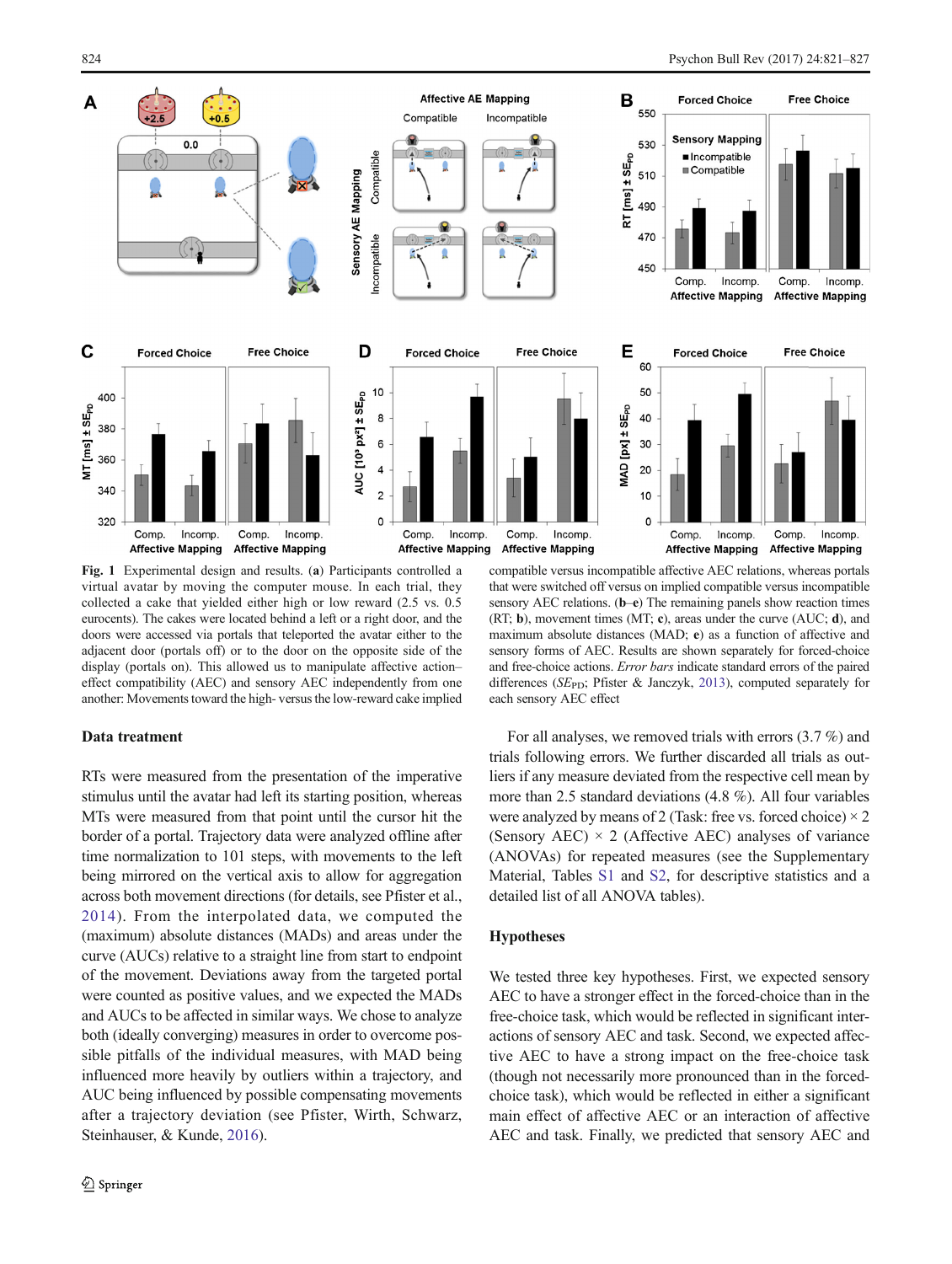A

+2.5 +0.5

0.0

Affective AE Mapping

Compatible Incompatible

Sensory AE Mapping

Compatible

Incompatible

B

Forced Choice Free Choice

Sensory Mapping

■ Incompatible

■ Compatible

RT [ms] ± $SE_{PD}$

550 530 510 490 470 450

Comp. Incomp. Comp. Incomp.

Affective Mapping Affective Mapping

C

Forced Choice Free Choice

MT [ms] ± $SE_{PD}$

400 380 360 340 320

Comp. Incomp. Comp. Incomp.

Affective Mapping Affective Mapping

D

Forced Choice Free Choice

AUC [$10^3$ px$^2$] ± $SE_{PD}$

10 8 6 4 2 0

Comp. Incomp. Comp. Incomp.

Affective Mapping Affective Mapping

E

Forced Choice Free Choice

MAD [px] ± $SE_{PD}$

60 50 40 30 20 10 0

Comp. Incomp. Comp. Incomp.

Affective Mapping Affective Mapping

**Fig. 1** Experimental design and results. (**a**) Participants controlled a virtual avatar by moving the computer mouse. In each trial, they collected a cake that yielded either high or low reward (2.5 vs. 0.5 eurocents). The cakes were located behind a left or a right door, and the doors were accessed via portals that teleported the avatar either to the adjacent door (portals off) or to the door on the opposite side of the display (portals on). This allowed us to manipulate affective action–effect compatibility (AEC) and sensory AEC independently from one another: Movements toward the high- versus the low-reward cake implied compatible versus incompatible affective AEC relations, whereas portals that were switched off versus on implied compatible versus incompatible sensory AEC relations. (**b**–**e**) The remaining panels show reaction times (RT; **b**), movement times (MT; **c**), areas under the curve (AUC; **d**), and maximum absolute distances (MAD; **e**) as a function of affective and sensory forms of AEC. Results are shown separately for forced-choice and free-choice actions. *Error bars* indicate standard errors of the paired differences ($SE_{PD}$; Pfister & Janczyk, 2013), computed separately for each sensory AEC effect

### Data treatment

RTs were measured from the presentation of the imperative stimulus until the avatar had left its starting position, whereas MTs were measured from that point until the cursor hit the border of a portal. Trajectory data were analyzed offline after time normalization to 101 steps, with movements to the left being mirrored on the vertical axis to allow for aggregation across both movement directions (for details, see Pfister et al., 2014). From the interpolated data, we computed the (maximum) absolute distances (MADs) and areas under the curve (AUCs) relative to a straight line from start to endpoint of the movement. Deviations away from the targeted portal were counted as positive values, and we expected the MADs and AUCs to be affected in similar ways. We chose to analyze both (ideally converging) measures in order to overcome possible pitfalls of the individual measures, with MAD being influenced more heavily by outliers within a trajectory, and AUC being influenced by possible compensating movements after a trajectory deviation (see Pfister, Wirth, Schwarz, Steinhauser, & Kunde, 2016).

For all analyses, we removed trials with errors (3.7 %) and trials following errors. We further discarded all trials as outliers if any measure deviated from the respective cell mean by more than 2.5 standard deviations (4.8 %). All four variables were analyzed by means of 2 (Task: free vs. forced choice) × 2 (Sensory AEC) × 2 (Affective AEC) analyses of variance (ANOVAs) for repeated measures (see the Supplementary Material, Tables S1 and S2, for descriptive statistics and a detailed list of all ANOVA tables).

### Hypotheses

We tested three key hypotheses. First, we expected sensory AEC to have a stronger effect in the forced-choice than in the free-choice task, which would be reflected in significant interactions of sensory AEC and task. Second, we expected affective AEC to have a strong impact on the free-choice task (though not necessarily more pronounced than in the forced-choice task), which would be reflected in either a significant main effect of affective AEC or an interaction of affective AEC and task. Finally, we predicted that sensory AEC and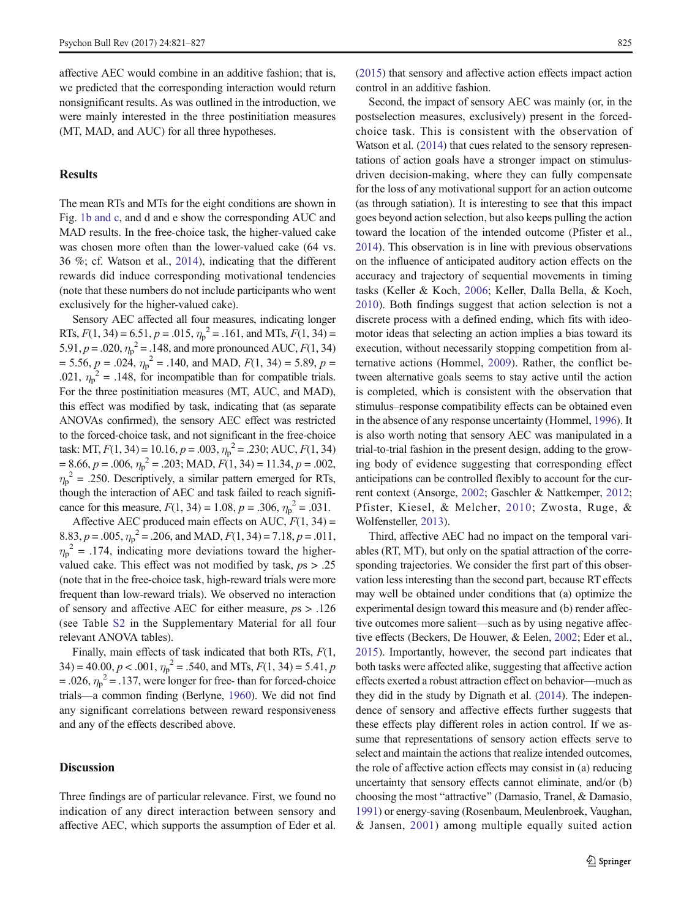affective AEC would combine in an additive fashion; that is, we predicted that the corresponding interaction would return nonsignificant results. As was outlined in the introduction, we were mainly interested in the three postinitiation measures (MT, MAD, and AUC) for all three hypotheses.

## Results

The mean RTs and MTs for the eight conditions are shown in Fig. 1b and c, and d and e show the corresponding AUC and MAD results. In the free-choice task, the higher-valued cake was chosen more often than the lower-valued cake (64 vs. 36 %; cf. Watson et al., 2014), indicating that the different rewards did induce corresponding motivational tendencies (note that these numbers do not include participants who went exclusively for the higher-valued cake).

Sensory AEC affected all four measures, indicating longer RTs, $F(1, 34) = 6.51$, $p = .015$, $\eta_p^2 = .161$, and MTs, $F(1, 34) = 5.91$, $p = .020$, $\eta_p^2 = .148$, and more pronounced AUC, $F(1, 34) = 5.56$, $p = .024$, $\eta_p^2 = .140$, and MAD, $F(1, 34) = 5.89$, $p = .021$, $\eta_p^2 = .148$, for incompatible than for compatible trials. For the three postinitiation measures (MT, AUC, and MAD), this effect was modified by task, indicating that (as separate ANOVAs confirmed), the sensory AEC effect was restricted to the forced-choice task, and not significant in the free-choice task: MT, $F(1, 34) = 10.16$, $p = .003$, $\eta_p^2 = .230$; AUC, $F(1, 34) = 8.66$, $p = .006$, $\eta_p^2 = .203$; MAD, $F(1, 34) = 11.34$, $p = .002$, $\eta_p^2 = .250$. Descriptively, a similar pattern emerged for RTs, though the interaction of AEC and task failed to reach significance for this measure, $F(1, 34) = 1.08$, $p = .306$, $\eta_p^2 = .031$.

Affective AEC produced main effects on AUC, $F(1, 34) = 8.83$, $p = .005$, $\eta_p^2 = .206$, and MAD, $F(1, 34) = 7.18$, $p = .011$, $\eta_p^2 = .174$, indicating more deviations toward the higher-valued cake. This effect was not modified by task, $ps > .25$ (note that in the free-choice task, high-reward trials were more frequent than low-reward trials). We observed no interaction of sensory and affective AEC for either measure, $ps > .126$ (see Table S2 in the Supplementary Material for all four relevant ANOVA tables).

Finally, main effects of task indicated that both RTs, $F(1, 34) = 40.00$, $p < .001$, $\eta_p^2 = .540$, and MTs, $F(1, 34) = 5.41$, $p = .026$, $\eta_p^2 = .137$, were longer for free- than for forced-choice trials—a common finding (Berlyne, 1960). We did not find any significant correlations between reward responsiveness and any of the effects described above.

## Discussion

Three findings are of particular relevance. First, we found no indication of any direct interaction between sensory and affective AEC, which supports the assumption of Eder et al. (2015) that sensory and affective action effects impact action control in an additive fashion.

Second, the impact of sensory AEC was mainly (or, in the postselection measures, exclusively) present in the forced-choice task. This is consistent with the observation of Watson et al. (2014) that cues related to the sensory representations of action goals have a stronger impact on stimulus-driven decision-making, where they can fully compensate for the loss of any motivational support for an action outcome (as through satiation). It is interesting to see that this impact goes beyond action selection, but also keeps pulling the action toward the location of the intended outcome (Pfister et al., 2014). This observation is in line with previous observations on the influence of anticipated auditory action effects on the accuracy and trajectory of sequential movements in timing tasks (Keller & Koch, 2006; Keller, Dalla Bella, & Koch, 2010). Both findings suggest that action selection is not a discrete process with a defined ending, which fits with ideomotor ideas that selecting an action implies a bias toward its execution, without necessarily stopping competition from alternative actions (Hommel, 2009). Rather, the conflict between alternative goals seems to stay active until the action is completed, which is consistent with the observation that stimulus–response compatibility effects can be obtained even in the absence of any response uncertainty (Hommel, 1996). It is also worth noting that sensory AEC was manipulated in a trial-to-trial fashion in the present design, adding to the growing body of evidence suggesting that corresponding effect anticipations can be controlled flexibly to account for the current context (Ansorge, 2002; Gaschler & Nattkemper, 2012; Pfister, Kiesel, & Melcher, 2010; Zwosta, Ruge, & Wolfensteller, 2013).

Third, affective AEC had no impact on the temporal variables (RT, MT), but only on the spatial attraction of the corresponding trajectories. We consider the first part of this observation less interesting than the second part, because RT effects may well be obtained under conditions that (a) optimize the experimental design toward this measure and (b) render affective outcomes more salient—such as by using negative affective effects (Beckers, De Houwer, & Eelen, 2002; Eder et al., 2015). Importantly, however, the second part indicates that both tasks were affected alike, suggesting that affective action effects exerted a robust attraction effect on behavior—much as they did in the study by Dignath et al. (2014). The independence of sensory and affective effects further suggests that these effects play different roles in action control. If we assume that representations of sensory action effects serve to select and maintain the actions that realize intended outcomes, the role of affective action effects may consist in (a) reducing uncertainty that sensory effects cannot eliminate, and/or (b) choosing the most "attractive" (Damasio, Tranel, & Damasio, 1991) or energy-saving (Rosenbaum, Meulenbroek, Vaughan, & Jansen, 2001) among multiple equally suited action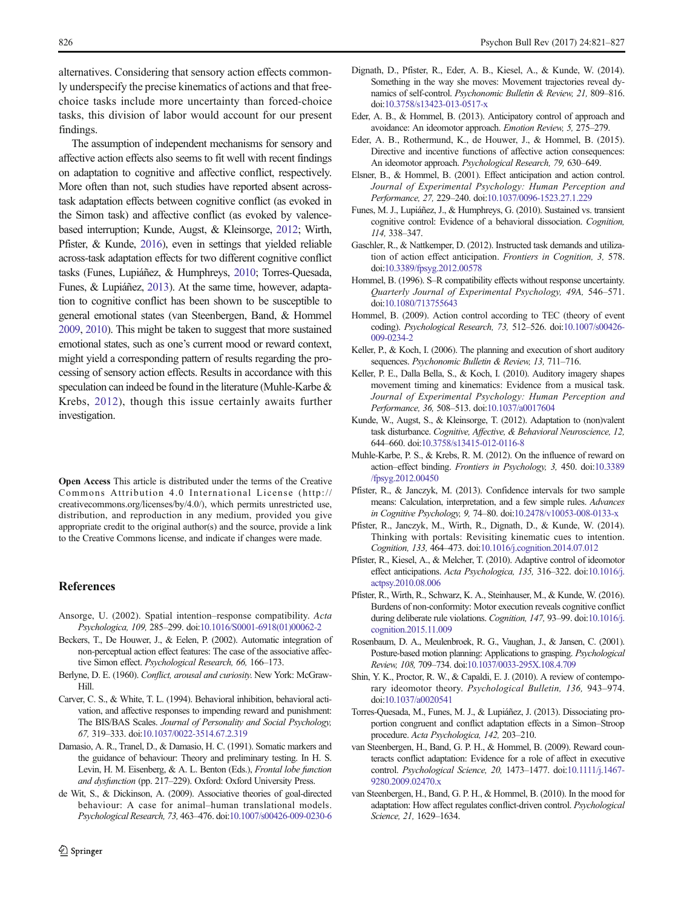alternatives. Considering that sensory action effects commonly underspecify the precise kinematics of actions and that free-choice tasks include more uncertainty than forced-choice tasks, this division of labor would account for our present findings.

The assumption of independent mechanisms for sensory and affective action effects also seems to fit well with recent findings on adaptation to cognitive and affective conflict, respectively. More often than not, such studies have reported absent across-task adaptation effects between cognitive conflict (as evoked in the Simon task) and affective conflict (as evoked by valence-based interruption; Kunde, Augst, & Kleinsorge, 2012; Wirth, Pfister, & Kunde, 2016), even in settings that yielded reliable across-task adaptation effects for two different cognitive conflict tasks (Funes, Lupiáñez, & Humphreys, 2010; Torres-Quesada, Funes, & Lupiáñez, 2013). At the same time, however, adaptation to cognitive conflict has been shown to be susceptible to general emotional states (van Steenbergen, Band, & Hommel 2009, 2010). This might be taken to suggest that more sustained emotional states, such as one's current mood or reward context, might yield a corresponding pattern of results regarding the processing of sensory action effects. Results in accordance with this speculation can indeed be found in the literature (Muhle-Karbe & Krebs, 2012), though this issue certainly awaits further investigation.

**Open Access** This article is distributed under the terms of the Creative Commons Attribution 4.0 International License (http://creativecommons.org/licenses/by/4.0/), which permits unrestricted use, distribution, and reproduction in any medium, provided you give appropriate credit to the original author(s) and the source, provide a link to the Creative Commons license, and indicate if changes were made.

## References

Ansorge, U. (2002). Spatial intention–response compatibility. *Acta Psychologica, 109,* 285–299. doi:10.1016/S0001-6918(01)00062-2

Beckers, T., De Houwer, J., & Eelen, P. (2002). Automatic integration of non-perceptual action effect features: The case of the associative affective Simon effect. *Psychological Research, 66,* 166–173.

Berlyne, D. E. (1960). *Conflict, arousal and curiosity*. New York: McGraw-Hill.

Carver, C. S., & White, T. L. (1994). Behavioral inhibition, behavioral activation, and affective responses to impending reward and punishment: The BIS/BAS Scales. *Journal of Personality and Social Psychology, 67,* 319–333. doi:10.1037/0022-3514.67.2.319

Damasio, A. R., Tranel, D., & Damasio, H. C. (1991). Somatic markers and the guidance of behaviour: Theory and preliminary testing. In H. S. Levin, H. M. Eisenberg, & A. L. Benton (Eds.), *Frontal lobe function and dysfunction* (pp. 217–229). Oxford: Oxford University Press.

de Wit, S., & Dickinson, A. (2009). Associative theories of goal-directed behaviour: A case for animal–human translational models. *Psychological Research, 73,* 463–476. doi:10.1007/s00426-009-0230-6

Dignath, D., Pfister, R., Eder, A. B., Kiesel, A., & Kunde, W. (2014). Something in the way she moves: Movement trajectories reveal dynamics of self-control. *Psychonomic Bulletin & Review, 21,* 809–816. doi:10.3758/s13423-013-0517-x

Eder, A. B., & Hommel, B. (2013). Anticipatory control of approach and avoidance: An ideomotor approach. *Emotion Review, 5,* 275–279.

Eder, A. B., Rothermund, K., de Houwer, J., & Hommel, B. (2015). Directive and incentive functions of affective action consequences: An ideomotor approach. *Psychological Research, 79,* 630–649.

Elsner, B., & Hommel, B. (2001). Effect anticipation and action control. *Journal of Experimental Psychology: Human Perception and Performance, 27,* 229–240. doi:10.1037/0096-1523.27.1.229

Funes, M. J., Lupiáñez, J., & Humphreys, G. (2010). Sustained vs. transient cognitive control: Evidence of a behavioral dissociation. *Cognition, 114,* 338–347.

Gaschler, R., & Nattkemper, D. (2012). Instructed task demands and utilization of action effect anticipation. *Frontiers in Cognition, 3,* 578. doi:10.3389/fpsyg.2012.00578

Hommel, B. (1996). S–R compatibility effects without response uncertainty. *Quarterly Journal of Experimental Psychology, 49A,* 546–571. doi:10.1080/713755643

Hommel, B. (2009). Action control according to TEC (theory of event coding). *Psychological Research, 73,* 512–526. doi:10.1007/s00426-009-0234-2

Keller, P., & Koch, I. (2006). The planning and execution of short auditory sequences. *Psychonomic Bulletin & Review, 13,* 711–716.

Keller, P. E., Dalla Bella, S., & Koch, I. (2010). Auditory imagery shapes movement timing and kinematics: Evidence from a musical task. *Journal of Experimental Psychology: Human Perception and Performance, 36,* 508–513. doi:10.1037/a0017604

Kunde, W., Augst, S., & Kleinsorge, T. (2012). Adaptation to (non)valent task disturbance. *Cognitive, Affective, & Behavioral Neuroscience, 12,* 644–660. doi:10.3758/s13415-012-0116-8

Muhle-Karbe, P. S., & Krebs, R. M. (2012). On the influence of reward on action–effect binding. *Frontiers in Psychology, 3,* 450. doi:10.3389/fpsyg.2012.00450

Pfister, R., & Janczyk, M. (2013). Confidence intervals for two sample means: Calculation, interpretation, and a few simple rules. *Advances in Cognitive Psychology, 9,* 74–80. doi:10.2478/v10053-008-0133-x

Pfister, R., Janczyk, M., Wirth, R., Dignath, D., & Kunde, W. (2014). Thinking with portals: Revisiting kinematic cues to intention. *Cognition, 133,* 464–473. doi:10.1016/j.cognition.2014.07.012

Pfister, R., Kiesel, A., & Melcher, T. (2010). Adaptive control of ideomotor effect anticipations. *Acta Psychologica, 135,* 316–322. doi:10.1016/j.actpsy.2010.08.006

Pfister, R., Wirth, R., Schwarz, K. A., Steinhauser, M., & Kunde, W. (2016). Burdens of non-conformity: Motor execution reveals cognitive conflict during deliberate rule violations. *Cognition, 147,* 93–99. doi:10.1016/j.cognition.2015.11.009

Rosenbaum, D. A., Meulenbroek, R. G., Vaughan, J., & Jansen, C. (2001). Posture-based motion planning: Applications to grasping. *Psychological Review, 108,* 709–734. doi:10.1037/0033-295X.108.4.709

Shin, Y. K., Proctor, R. W., & Capaldi, E. J. (2010). A review of contemporary ideomotor theory. *Psychological Bulletin, 136,* 943–974. doi:10.1037/a0020541

Torres-Quesada, M., Funes, M. J., & Lupiáñez, J. (2013). Dissociating proportion congruent and conflict adaptation effects in a Simon–Stroop procedure. *Acta Psychologica, 142,* 203–210.

van Steenbergen, H., Band, G. P. H., & Hommel, B. (2009). Reward counteracts conflict adaptation: Evidence for a role of affect in executive control. *Psychological Science, 20,* 1473–1477. doi:10.1111/j.1467-9280.2009.02470.x

van Steenbergen, H., Band, G. P. H., & Hommel, B. (2010). In the mood for adaptation: How affect regulates conflict-driven control. *Psychological Science, 21,* 1629–1634.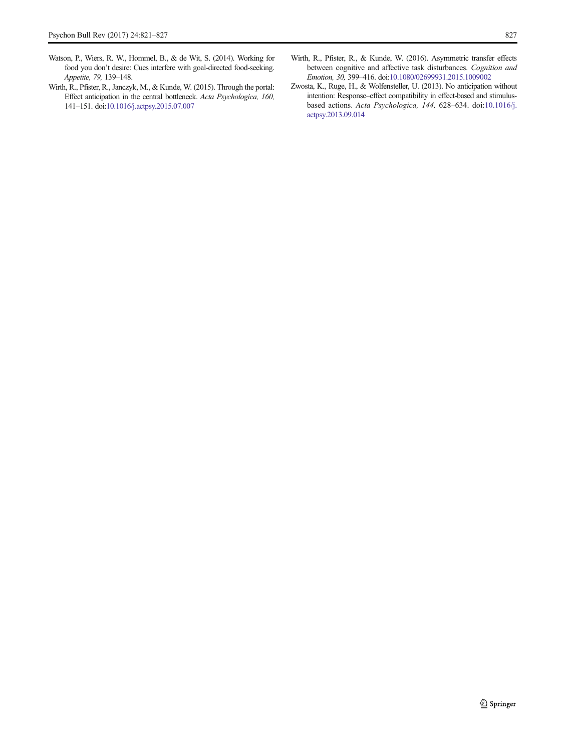Watson, P., Wiers, R. W., Hommel, B., & de Wit, S. (2014). Working for food you don't desire: Cues interfere with goal-directed food-seeking. *Appetite, 79,* 139–148.

Wirth, R., Pfister, R., Janczyk, M., & Kunde, W. (2015). Through the portal: Effect anticipation in the central bottleneck. *Acta Psychologica, 160,* 141–151. doi:10.1016/j.actpsy.2015.07.007

Wirth, R., Pfister, R., & Kunde, W. (2016). Asymmetric transfer effects between cognitive and affective task disturbances. *Cognition and Emotion, 30,* 399–416. doi:10.1080/02699931.2015.1009002

Zwosta, K., Ruge, H., & Wolfensteller, U. (2013). No anticipation without intention: Response–effect compatibility in effect-based and stimulus-based actions. *Acta Psychologica, 144,* 628–634. doi:10.1016/j.actpsy.2013.09.014